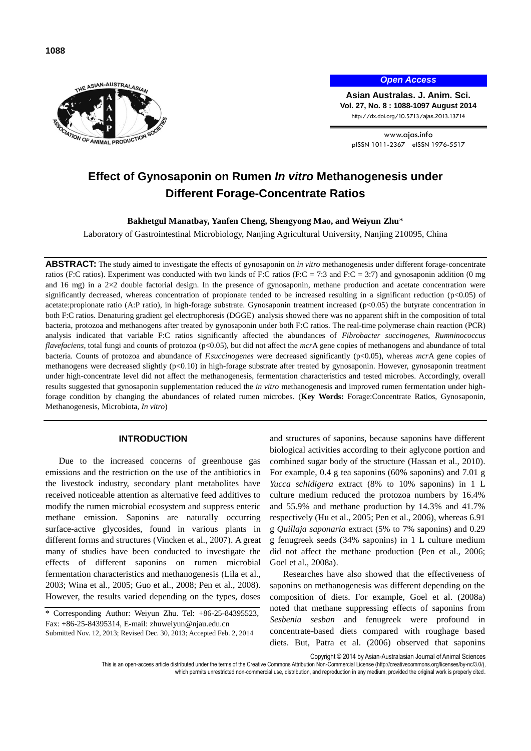# Effect of Gynosaponin on Rumen *In vitro* Methanogenesis under Different Forage-Concentrate Ratios

**Bakhetgul Manatbay, Yanfen Cheng, Shengyong Mao, and Weiyun Zhu***

Laboratory of Gastrointestinal Microbiology, Nanjing Agricultural University, Nanjing 210095, China

**ABSTRACT:** The study aimed to investigate the effects of gynosaponin on *in vitro* methanogenesis under different forage-concentrate ratios (F:C ratios). Experiment was conducted with two kinds of F:C ratios (F:C = 7:3 and F:C = 3:7) and gynosaponin addition (0 mg and 16 mg) in a 2×2 double factorial design. In the presence of gynosaponin, methane production and acetate concentration were significantly decreased, whereas concentration of propionate tended to be increased resulting in a significant reduction ($p<0.05$) of acetate:propionate ratio (A:P ratio), in high-forage substrate. Gynosaponin treatment increased ($p<0.05$) the butyrate concentration in both F:C ratios. Denaturing gradient gel electrophoresis (DGGE) analysis showed there was no apparent shift in the composition of total bacteria, protozoa and methanogens after treated by gynosaponin under both F:C ratios. The real-time polymerase chain reaction (PCR) analysis indicated that variable F:C ratios significantly affected the abundances of *Fibrobacter succinogenes*, *Rumninococcus flavefaciens*, total fungi and counts of protozoa ($p<0.05$), but did not affect the *mcr*A gene copies of methanogens and abundance of total bacteria. Counts of protozoa and abundance of *F.succinogenes* were decreased significantly ($p<0.05$), whereas *mcr*A gene copies of methanogens were decreased slightly ($p<0.10$) in high-forage substrate after treated by gynosaponin. However, gynosaponin treatment under high-concentrate level did not affect the methanogenesis, fermentation characteristics and tested microbes. Accordingly, overall results suggested that gynosaponin supplementation reduced the *in vitro* methanogenesis and improved rumen fermentation under high-forage condition by changing the abundances of related rumen microbes. (**Key Words:** Forage:Concentrate Ratios, Gynosaponin, Methanogenesis, Microbiota, *In vitro*)

## INTRODUCTION

Due to the increased concerns of greenhouse gas emissions and the restriction on the use of the antibiotics in the livestock industry, secondary plant metabolites have received noticeable attention as alternative feed additives to modify the rumen microbial ecosystem and suppress enteric methane emission. Saponins are naturally occurring surface-active glycosides, found in various plants in different forms and structures (Vincken et al., 2007). A great many of studies have been conducted to investigate the effects of different saponins on rumen microbial fermentation characteristics and methanogenesis (Lila et al., 2003; Wina et al., 2005; Guo et al., 2008; Pen et al., 2008). However, the results varied depending on the types, doses and structures of saponins, because saponins have different biological activities according to their aglycone portion and combined sugar body of the structure (Hassan et al., 2010). For example, 0.4 g tea saponins (60% saponins) and 7.01 g *Yucca schidigera* extract (8% to 10% saponins) in 1 L culture medium reduced the protozoa numbers by 16.4% and 55.9% and methane production by 14.3% and 41.7% respectively (Hu et al., 2005; Pen et al., 2006), whereas 6.91 g *Quillaja saponaria* extract (5% to 7% saponins) and 0.29 g fenugreek seeds (34% saponins) in 1 L culture medium did not affect the methane production (Pen et al., 2006; Goel et al., 2008a).

Researches have also showed that the effectiveness of saponins on methanogenesis was different depending on the composition of diets. For example, Goel et al. (2008a) noted that methane suppressing effects of saponins from *Sesbenia sesban* and fenugreek were profound in concentrate-based diets compared with roughage based diets. But, Patra et al. (2006) observed that saponins

\* Corresponding Author: Weiyun Zhu. Tel: +86-25-84395523, Fax: +86-25-84395314, E-mail: zhuweiyun@njau.edu.cn

Submitted Nov. 12, 2013; Revised Dec. 30, 2013; Accepted Feb. 2, 2014

Copyright © 2014 by Asian-Australasian Journal of Animal Sciences

This is an open-access article distributed under the terms of the Creative Commons Attribution Non-Commercial License (http://creativecommons.org/licenses/by-nc/3.0/), which permits unrestricted non-commercial use, distribution, and reproduction in any medium, provided the original work is properly cited.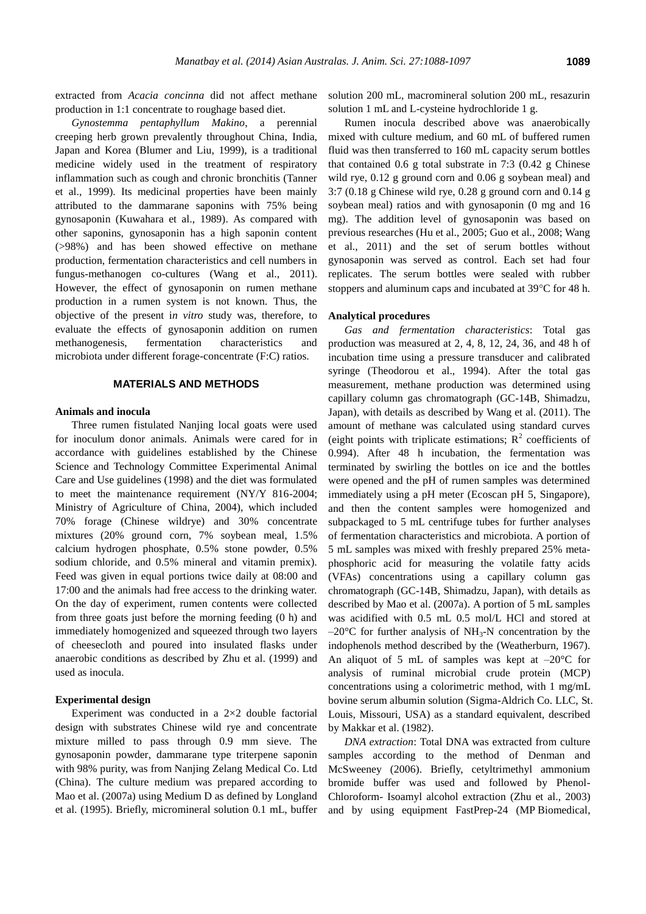extracted from *Acacia concinna* did not affect methane production in 1:1 concentrate to roughage based diet.

*Gynostemma pentaphyllum Makino*, a perennial creeping herb grown prevalently throughout China, India, Japan and Korea (Blumer and Liu, 1999), is a traditional medicine widely used in the treatment of respiratory inflammation such as cough and chronic bronchitis (Tanner et al., 1999). Its medicinal properties have been mainly attributed to the dammarane saponins with 75% being gynosaponin (Kuwahara et al., 1989). As compared with other saponins, gynosaponin has a high saponin content (>98%) and has been showed effective on methane production, fermentation characteristics and cell numbers in fungus-methanogen co-cultures (Wang et al., 2011). However, the effect of gynosaponin on rumen methane production in a rumen system is not known. Thus, the objective of the present i*n vitro* study was, therefore, to evaluate the effects of gynosaponin addition on rumen methanogenesis, fermentation characteristics and microbiota under different forage-concentrate (F:C) ratios.

## MATERIALS AND METHODS

### Animals and inocula

Three rumen fistulated Nanjing local goats were used for inoculum donor animals. Animals were cared for in accordance with guidelines established by the Chinese Science and Technology Committee Experimental Animal Care and Use guidelines (1998) and the diet was formulated to meet the maintenance requirement (NY/Y 816-2004; Ministry of Agriculture of China, 2004), which included 70% forage (Chinese wildrye) and 30% concentrate mixtures (20% ground corn, 7% soybean meal, 1.5% calcium hydrogen phosphate, 0.5% stone powder, 0.5% sodium chloride, and 0.5% mineral and vitamin premix). Feed was given in equal portions twice daily at 08:00 and 17:00 and the animals had free access to the drinking water. On the day of experiment, rumen contents were collected from three goats just before the morning feeding (0 h) and immediately homogenized and squeezed through two layers of cheesecloth and poured into insulated flasks under anaerobic conditions as described by Zhu et al. (1999) and used as inocula.

### Experimental design

Experiment was conducted in a 2×2 double factorial design with substrates Chinese wild rye and concentrate mixture milled to pass through 0.9 mm sieve. The gynosaponin powder, dammarane type triterpene saponin with 98% purity, was from Nanjing Zelang Medical Co. Ltd (China). The culture medium was prepared according to Mao et al. (2007a) using Medium D as defined by Longland et al. (1995). Briefly, micromineral solution 0.1 mL, buffer solution 200 mL, macromineral solution 200 mL, resazurin solution 1 mL and L-cysteine hydrochloride 1 g.

Rumen inocula described above was anaerobically mixed with culture medium, and 60 mL of buffered rumen fluid was then transferred to 160 mL capacity serum bottles that contained 0.6 g total substrate in 7:3 (0.42 g Chinese wild rye, 0.12 g ground corn and 0.06 g soybean meal) and 3:7 (0.18 g Chinese wild rye, 0.28 g ground corn and 0.14 g soybean meal) ratios and with gynosaponin (0 mg and 16 mg). The addition level of gynosaponin was based on previous researches (Hu et al., 2005; Guo et al., 2008; Wang et al., 2011) and the set of serum bottles without gynosaponin was served as control. Each set had four replicates. The serum bottles were sealed with rubber stoppers and aluminum caps and incubated at 39°C for 48 h.

### Analytical procedures

*Gas and fermentation characteristics*: Total gas production was measured at 2, 4, 8, 12, 24, 36, and 48 h of incubation time using a pressure transducer and calibrated syringe (Theodorou et al., 1994). After the total gas measurement, methane production was determined using capillary column gas chromatograph (GC-14B, Shimadzu, Japan), with details as described by Wang et al. (2011). The amount of methane was calculated using standard curves (eight points with triplicate estimations; $R^2$ coefficients of 0.994). After 48 h incubation, the fermentation was terminated by swirling the bottles on ice and the bottles were opened and the pH of rumen samples was determined immediately using a pH meter (Ecoscan pH 5, Singapore), and then the content samples were homogenized and subpackaged to 5 mL centrifuge tubes for further analyses of fermentation characteristics and microbiota. A portion of 5 mL samples was mixed with freshly prepared 25% meta-phosphoric acid for measuring the volatile fatty acids (VFAs) concentrations using a capillary column gas chromatograph (GC-14B, Shimadzu, Japan), with details as described by Mao et al. (2007a). A portion of 5 mL samples was acidified with 0.5 mL 0.5 mol/L HCl and stored at –20°C for further analysis of $NH_3$-N concentration by the indophenols method described by the (Weatherburn, 1967). An aliquot of 5 mL of samples was kept at –20°C for analysis of ruminal microbial crude protein (MCP) concentrations using a colorimetric method, with 1 mg/mL bovine serum albumin solution (Sigma-Aldrich Co. LLC, St. Louis, Missouri, USA) as a standard equivalent, described by Makkar et al. (1982).

*DNA extraction*: Total DNA was extracted from culture samples according to the method of Denman and McSweeney (2006). Briefly, cetyltrimethyl ammonium bromide buffer was used and followed by Phenol-Chloroform- Isoamyl alcohol extraction (Zhu et al., 2003) and by using equipment FastPrep-24 (MP Biomedical,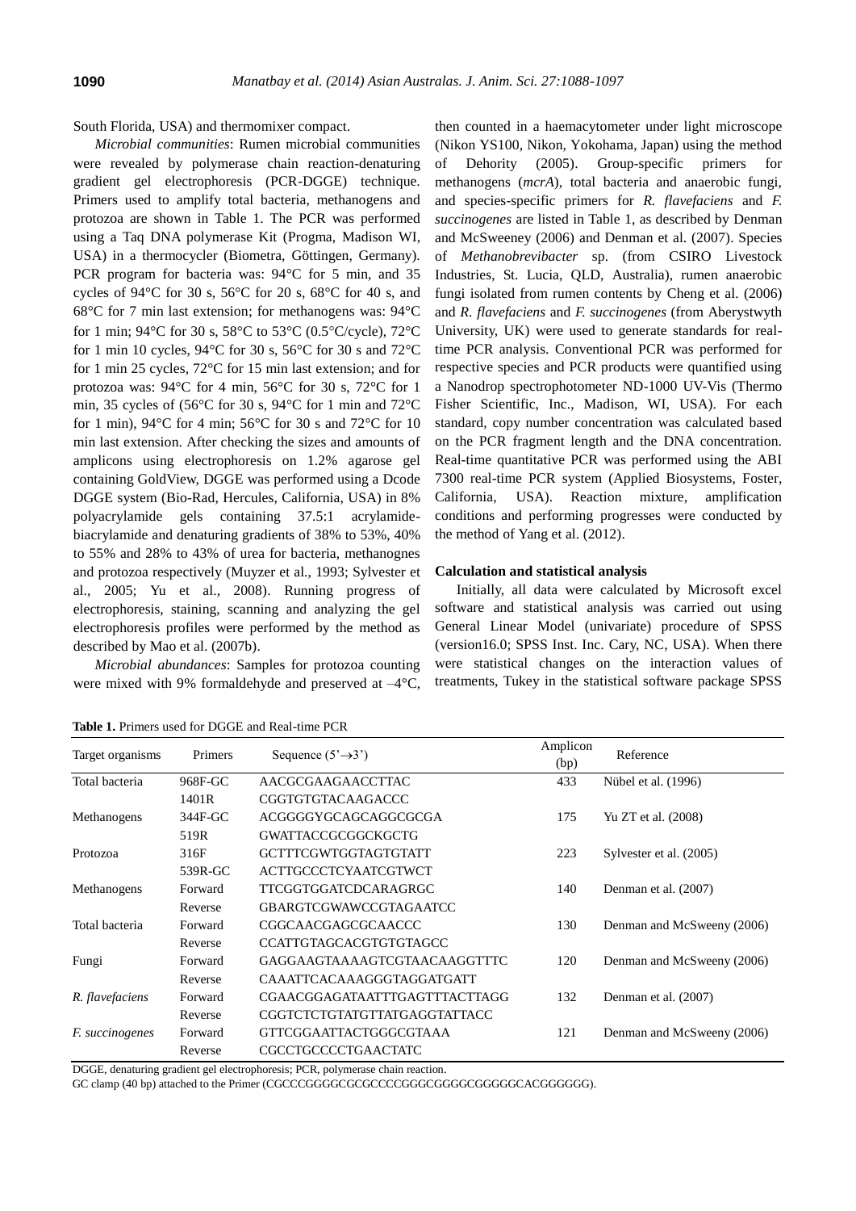South Florida, USA) and thermomixer compact.

*Microbial communities*: Rumen microbial communities were revealed by polymerase chain reaction-denaturing gradient gel electrophoresis (PCR-DGGE) technique. Primers used to amplify total bacteria, methanogens and protozoa are shown in Table 1. The PCR was performed using a Taq DNA polymerase Kit (Progma, Madison WI, USA) in a thermocycler (Biometra, Göttingen, Germany). PCR program for bacteria was: 94°C for 5 min, and 35 cycles of 94°C for 30 s, 56°C for 20 s, 68°C for 40 s, and 68°C for 7 min last extension; for methanogens was: 94°C for 1 min; 94°C for 30 s, 58°C to 53°C (0.5°C/cycle), 72°C for 1 min 10 cycles, 94°C for 30 s, 56°C for 30 s and 72°C for 1 min 25 cycles, 72°C for 15 min last extension; and for protozoa was: 94°C for 4 min, 56°C for 30 s, 72°C for 1 min, 35 cycles of (56°C for 30 s, 94°C for 1 min and 72°C for 1 min), 94°C for 4 min; 56°C for 30 s and 72°C for 10 min last extension. After checking the sizes and amounts of amplicons using electrophoresis on 1.2% agarose gel containing GoldView, DGGE was performed using a Dcode DGGE system (Bio-Rad, Hercules, California, USA) in 8% polyacrylamide gels containing 37.5:1 acrylamide-biacrylamide and denaturing gradients of 38% to 53%, 40% to 55% and 28% to 43% of urea for bacteria, methanognes and protozoa respectively (Muyzer et al., 1993; Sylvester et al., 2005; Yu et al., 2008). Running progress of electrophoresis, staining, scanning and analyzing the gel electrophoresis profiles were performed by the method as described by Mao et al. (2007b).

*Microbial abundances*: Samples for protozoa counting were mixed with 9% formaldehyde and preserved at –4°C, then counted in a haemacytometer under light microscope (Nikon YS100, Nikon, Yokohama, Japan) using the method of Dehority (2005). Group-specific primers for methanogens (*mcrA*), total bacteria and anaerobic fungi, and species-specific primers for *R. flavefaciens* and *F. succinogenes* are listed in Table 1, as described by Denman and McSweeney (2006) and Denman et al. (2007). Species of *Methanobrevibacter* sp. (from CSIRO Livestock Industries, St. Lucia, QLD, Australia), rumen anaerobic fungi isolated from rumen contents by Cheng et al. (2006) and *R. flavefaciens* and *F. succinogenes* (from Aberystwyth University, UK) were used to generate standards for real-time PCR analysis. Conventional PCR was performed for respective species and PCR products were quantified using a Nanodrop spectrophotometer ND-1000 UV-Vis (Thermo Fisher Scientific, Inc., Madison, WI, USA). For each standard, copy number concentration was calculated based on the PCR fragment length and the DNA concentration. Real-time quantitative PCR was performed using the ABI 7300 real-time PCR system (Applied Biosystems, Foster, California, USA). Reaction mixture, amplification conditions and performing progresses were conducted by the method of Yang et al. (2012).

### Calculation and statistical analysis

Initially, all data were calculated by Microsoft excel software and statistical analysis was carried out using General Linear Model (univariate) procedure of SPSS (version16.0; SPSS Inst. Inc. Cary, NC, USA). When there were statistical changes on the interaction values of treatments, Tukey in the statistical software package SPSS

**Table 1.** Primers used for DGGE and Real-time PCR

| Target organisms | Primers | Sequence (5'→3') | Amplicon (bp) | Reference |
|---|---|---|---|---|
| Total bacteria | 968F-GC | AACGCGAAGAACCTTAC | 433 | Nübel et al. (1996) |
| | 1401R | CGGTGTGTACAAGACCC | | |
| Methanogens | 344F-GC | ACGGGGYGCAGCAGGCGCGA | 175 | Yu ZT et al. (2008) |
| | 519R | GWATTACCGCGGCKGCTG | | |
| Protozoa | 316F | GCTTTCGWTGGTAGTGTATT | 223 | Sylvester et al. (2005) |
| | 539R-GC | ACTTGCCCTCYAATCGTWCT | | |
| Methanogens | Forward | TTCGGTGGATCDCARAGRGC | 140 | Denman et al. (2007) |
| | Reverse | GBARGTCGWAWCCGTAGAATCC | | |
| Total bacteria | Forward | CGGCAACGAGCGCAACCC | 130 | Denman and McSweeny (2006) |
| | Reverse | CCATTGTAGCACGTGTGTAGCC | | |
| Fungi | Forward | GAGGAAGTAAAAGTCGTAACAAGGTTTC | 120 | Denman and McSweeny (2006) |
| | Reverse | CAAATTCACAAAGGGTAGGATGATT | | |
| *R. flavefaciens* | Forward | CGAACGGAGATAATTTGAGTTTACTTAGG | 132 | Denman et al. (2007) |
| | Reverse | CGGTCTCTGTATGTTATGAGGTATTACC | | |
| *F. succinogenes* | Forward | GTTCGGAATTACTGGGCGTAAA | 121 | Denman and McSweeny (2006) |
| | Reverse | CGCCTGCCCCTGAACTATC | | |

DGGE, denaturing gradient gel electrophoresis; PCR, polymerase chain reaction.

GC clamp (40 bp) attached to the Primer (CGCCCGGGGCGCGCCCCGGGCGGGGCGGGGGCACGGGGGG).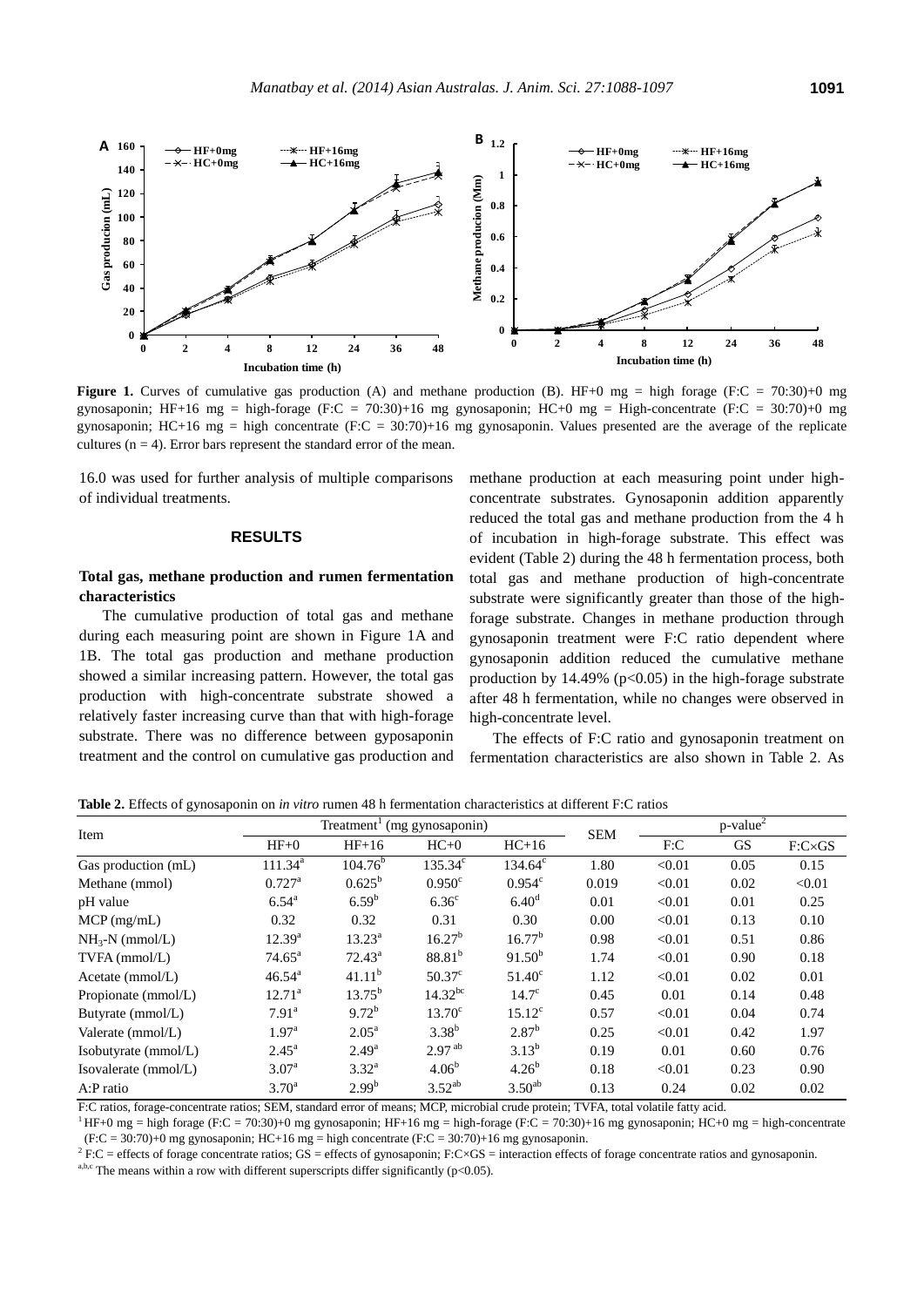**Figure 1.** Curves of cumulative gas production (A) and methane production (B). HF+0 mg = high forage (F:C = 70:30)+0 mg gynosaponin; HF+16 mg = high-forage (F:C = 70:30)+16 mg gynosaponin; HC+0 mg = High-concentrate (F:C = 30:70)+0 mg gynosaponin; HC+16 mg = high concentrate (F:C = 30:70)+16 mg gynosaponin. Values presented are the average of the replicate cultures (n = 4). Error bars represent the standard error of the mean.

16.0 was used for further analysis of multiple comparisons of individual treatments.

## RESULTS

### Total gas, methane production and rumen fermentation characteristics

The cumulative production of total gas and methane during each measuring point are shown in Figure 1A and 1B. The total gas production and methane production showed a similar increasing pattern. However, the total gas production with high-concentrate substrate showed a relatively faster increasing curve than that with high-forage substrate. There was no difference between gyposaponin treatment and the control on cumulative gas production and methane production at each measuring point under high-concentrate substrates. Gynosaponin addition apparently reduced the total gas and methane production from the 4 h of incubation in high-forage substrate. This effect was evident (Table 2) during the 48 h fermentation process, both total gas and methane production of high-concentrate substrate were significantly greater than those of the high-forage substrate. Changes in methane production through gynosaponin treatment were F:C ratio dependent where gynosaponin addition reduced the cumulative methane production by 14.49% ($p<0.05$) in the high-forage substrate after 48 h fermentation, while no changes were observed in high-concentrate level.

The effects of F:C ratio and gynosaponin treatment on fermentation characteristics are also shown in Table 2. As

**Table 2.** Effects of gynosaponin on *in vitro* rumen 48 h fermentation characteristics at different F:C ratios

| Item | Treatment[1] (mg gynosaponin) | | | | SEM | p-value[2] | | |
|---|---|---|---|---|---|---|---|---|
| | HF+0 | HF+16 | HC+0 | HC+16 | | F:C | GS | F:C×GS |
| Gas production (mL) | 111.34[a] | 104.76[b] | 135.34[c] | 134.64[c] | 1.80 | <0.01 | 0.05 | 0.15 |
| Methane (mmol) | 0.727[a] | 0.625[b] | 0.950[c] | 0.954[c] | 0.019 | <0.01 | 0.02 | <0.01 |
| pH value | 6.54[a] | 6.59[b] | 6.36[c] | 6.40[d] | 0.01 | <0.01 | 0.01 | 0.25 |
| MCP (mg/mL) | 0.32 | 0.32 | 0.31 | 0.30 | 0.00 | <0.01 | 0.13 | 0.10 |
| $NH_3$-N (mmol/L) | 12.39[a] | 13.23[a] | 16.27[b] | 16.77[b] | 0.98 | <0.01 | 0.51 | 0.86 |
| TVFA (mmol/L) | 74.65[a] | 72.43[a] | 88.81[b] | 91.50[b] | 1.74 | <0.01 | 0.90 | 0.18 |
| Acetate (mmol/L) | 46.54[a] | 41.11[b] | 50.37[c] | 51.40[c] | 1.12 | <0.01 | 0.02 | 0.01 |
| Propionate (mmol/L) | 12.71[a] | 13.75[b] | 14.32[bc] | 14.7[c] | 0.45 | 0.01 | 0.14 | 0.48 |
| Butyrate (mmol/L) | 7.91[a] | 9.72[b] | 13.70[c] | 15.12[c] | 0.57 | <0.01 | 0.04 | 0.74 |
| Valerate (mmol/L) | 1.97[a] | 2.05[a] | 3.38[b] | 2.87[b] | 0.25 | <0.01 | 0.42 | 1.97 |
| Isobutyrate (mmol/L) | 2.45[a] | 2.49[a] | 2.97[ab] | 3.13[b] | 0.19 | 0.01 | 0.60 | 0.76 |
| Isovalerate (mmol/L) | 3.07[a] | 3.32[a] | 4.06[b] | 4.26[b] | 0.18 | <0.01 | 0.23 | 0.90 |
| A:P ratio | 3.70[a] | 2.99[b] | 3.52[ab] | 3.50[ab] | 0.13 | 0.24 | 0.02 | 0.02 |

F:C ratios, forage-concentrate ratios; SEM, standard error of means; MCP, microbial crude protein; TVFA, total volatile fatty acid.

[1] HF+0 mg = high forage (F:C = 70:30)+0 mg gynosaponin; HF+16 mg = high-forage (F:C = 70:30)+16 mg gynosaponin; HC+0 mg = high-concentrate (F:C = 30:70)+0 mg gynosaponin; HC+16 mg = high concentrate (F:C = 30:70)+16 mg gynosaponin.

[2] F:C = effects of forage concentrate ratios; GS = effects of gynosaponin; F:C×GS = interaction effects of forage concentrate ratios and gynosaponin.

[a,b,c] The means within a row with different superscripts differ significantly ($p<0.05$).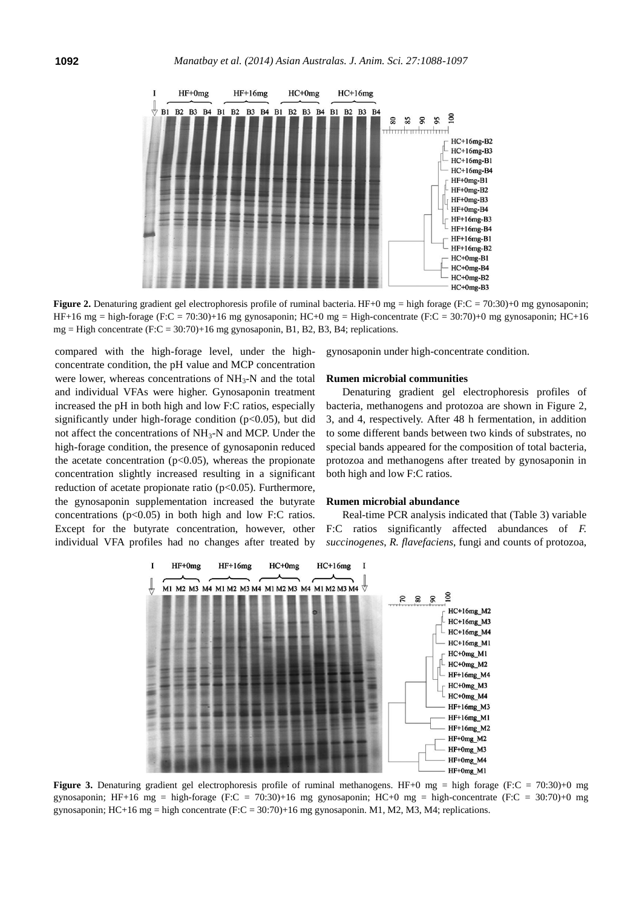**Figure 2.** Denaturing gradient gel electrophoresis profile of ruminal bacteria. HF+0 mg = high forage (F:C = 70:30)+0 mg gynosaponin; HF+16 mg = high-forage (F:C = 70:30)+16 mg gynosaponin; HC+0 mg = High-concentrate (F:C = 30:70)+0 mg gynosaponin; HC+16 mg = High concentrate (F:C = 30:70)+16 mg gynosaponin, B1, B2, B3, B4; replications.

compared with the high-forage level, under the high-concentrate condition, the pH value and MCP concentration were lower, whereas concentrations of $NH_3$-N and the total and individual VFAs were higher. Gynosaponin treatment increased the pH in both high and low F:C ratios, especially significantly under high-forage condition ($p<0.05$), but did not affect the concentrations of $NH_3$-N and MCP. Under the high-forage condition, the presence of gynosaponin reduced the acetate concentration ($p<0.05$), whereas the propionate concentration slightly increased resulting in a significant reduction of acetate propionate ratio ($p<0.05$). Furthermore, the gynosaponin supplementation increased the butyrate concentrations ($p<0.05$) in both high and low F:C ratios. Except for the butyrate concentration, however, other individual VFA profiles had no changes after treated by gynosaponin under high-concentrate condition.

### Rumen microbial communities

Denaturing gradient gel electrophoresis profiles of bacteria, methanogens and protozoa are shown in Figure 2, 3, and 4, respectively. After 48 h fermentation, in addition to some different bands between two kinds of substrates, no special bands appeared for the composition of total bacteria, protozoa and methanogens after treated by gynosaponin in both high and low F:C ratios.

### Rumen microbial abundance

Real-time PCR analysis indicated that (Table 3) variable F:C ratios significantly affected abundances of *F. succinogenes*, *R. flavefaciens*, fungi and counts of protozoa,

**Figure 3.** Denaturing gradient gel electrophoresis profile of ruminal methanogens. HF+0 mg = high forage (F:C = 70:30)+0 mg gynosaponin; HF+16 mg = high-forage (F:C = 70:30)+16 mg gynosaponin; HC+0 mg = high-concentrate (F:C = 30:70)+0 mg gynosaponin; HC+16 mg = high concentrate (F:C = 30:70)+16 mg gynosaponin. M1, M2, M3, M4; replications.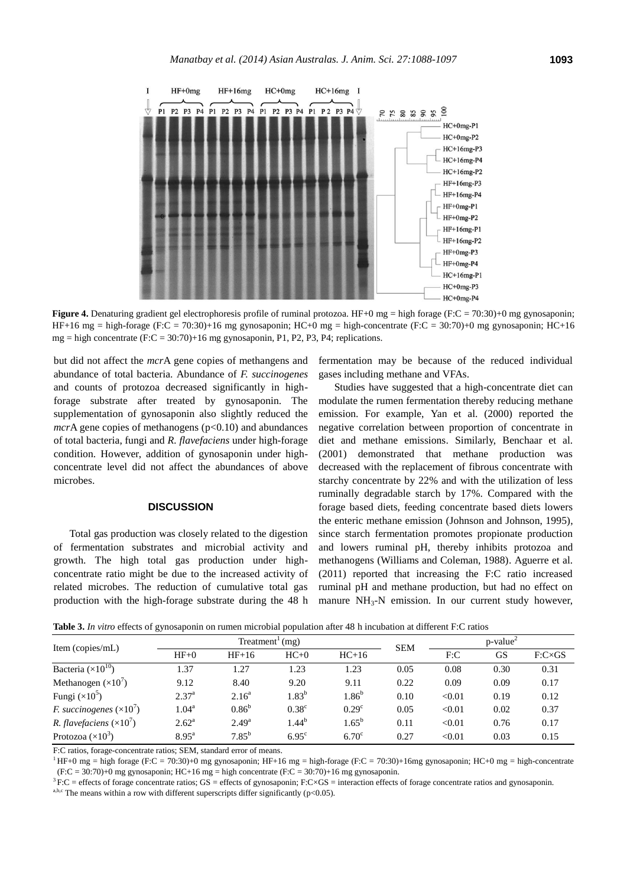**Figure 4.** Denaturing gradient gel electrophoresis profile of ruminal protozoa. HF+0 mg = high forage (F:C = 70:30)+0 mg gynosaponin; HF+16 mg = high-forage (F:C = 70:30)+16 mg gynosaponin; HC+0 mg = high-concentrate (F:C = 30:70)+0 mg gynosaponin; HC+16 mg = high concentrate (F:C = 30:70)+16 mg gynosaponin, P1, P2, P3, P4; replications.

but did not affect the *mcr*A gene copies of methangens and abundance of total bacteria. Abundance of *F. succinogenes* and counts of protozoa decreased significantly in high-forage substrate after treated by gynosaponin. The supplementation of gynosaponin also slightly reduced the *mcr*A gene copies of methanogens ($p<0.10$) and abundances of total bacteria, fungi and *R. flavefaciens* under high-forage condition. However, addition of gynosaponin under high-concentrate level did not affect the abundances of above microbes.

## DISCUSSION

Total gas production was closely related to the digestion of fermentation substrates and microbial activity and growth. The high total gas production under high-concentrate ratio might be due to the increased activity of related microbes. The reduction of cumulative total gas production with the high-forage substrate during the 48 h fermentation may be because of the reduced individual gases including methane and VFAs.

Studies have suggested that a high-concentrate diet can modulate the rumen fermentation thereby reducing methane emission. For example, Yan et al. (2000) reported the negative correlation between proportion of concentrate in diet and methane emissions. Similarly, Benchaar et al. (2001) demonstrated that methane production was decreased with the replacement of fibrous concentrate with starchy concentrate by 22% and with the utilization of less ruminally degradable starch by 17%. Compared with the forage based diets, feeding concentrate based diets lowers the enteric methane emission (Johnson and Johnson, 1995), since starch fermentation promotes propionate production and lowers ruminal pH, thereby inhibits protozoa and methanogens (Williams and Coleman, 1988). Aguerre et al. (2011) reported that increasing the F:C ratio increased ruminal pH and methane production, but had no effect on manure $NH_3$-N emission. In our current study however,

**Table 3.** *In vitro* effects of gynosaponin on rumen microbial population after 48 h incubation at different F:C ratios

| Item (copies/mL) | Treatment[1] (mg) | | | | SEM | p-value[2] | | |
|---|---|---|---|---|---|---|---|---|
| | HF+0 | HF+16 | HC+0 | HC+16 | | F:C | GS | F:C×GS |
| Bacteria ($\times10^{10}$) | 1.37 | 1.27 | 1.23 | 1.23 | 0.05 | 0.08 | 0.30 | 0.31 |
| Methanogen ($\times10^{7}$) | 9.12 | 8.40 | 9.20 | 9.11 | 0.22 | 0.09 | 0.09 | 0.17 |
| Fungi ($\times10^{5}$) | 2.37[a] | 2.16[a] | 1.83[b] | 1.86[b] | 0.10 | <0.01 | 0.19 | 0.12 |
| *F. succinogenes* ($\times10^{7}$) | 1.04[a] | 0.86[b] | 0.38[c] | 0.29[c] | 0.05 | <0.01 | 0.02 | 0.37 |
| *R. flavefaciens* ($\times10^{7}$) | 2.62[a] | 2.49[a] | 1.44[b] | 1.65[b] | 0.11 | <0.01 | 0.76 | 0.17 |
| Protozoa ($\times10^{3}$) | 8.95[a] | 7.85[b] | 6.95[c] | 6.70[c] | 0.27 | <0.01 | 0.03 | 0.15 |

F:C ratios, forage-concentrate ratios; SEM, standard error of means.

[1] HF+0 mg = high forage (F:C = 70:30)+0 mg gynosaponin; HF+16 mg = high-forage (F:C = 70:30)+16mg gynosaponin; HC+0 mg = high-concentrate (F:C = 30:70)+0 mg gynosaponin; HC+16 mg = high concentrate (F:C = 30:70)+16 mg gynosaponin.

[2] F:C = effects of forage concentrate ratios; GS = effects of gynosaponin; F:C×GS = interaction effects of forage concentrate ratios and gynosaponin.

[a,b,c] The means within a row with different superscripts differ significantly ($p<0.05$).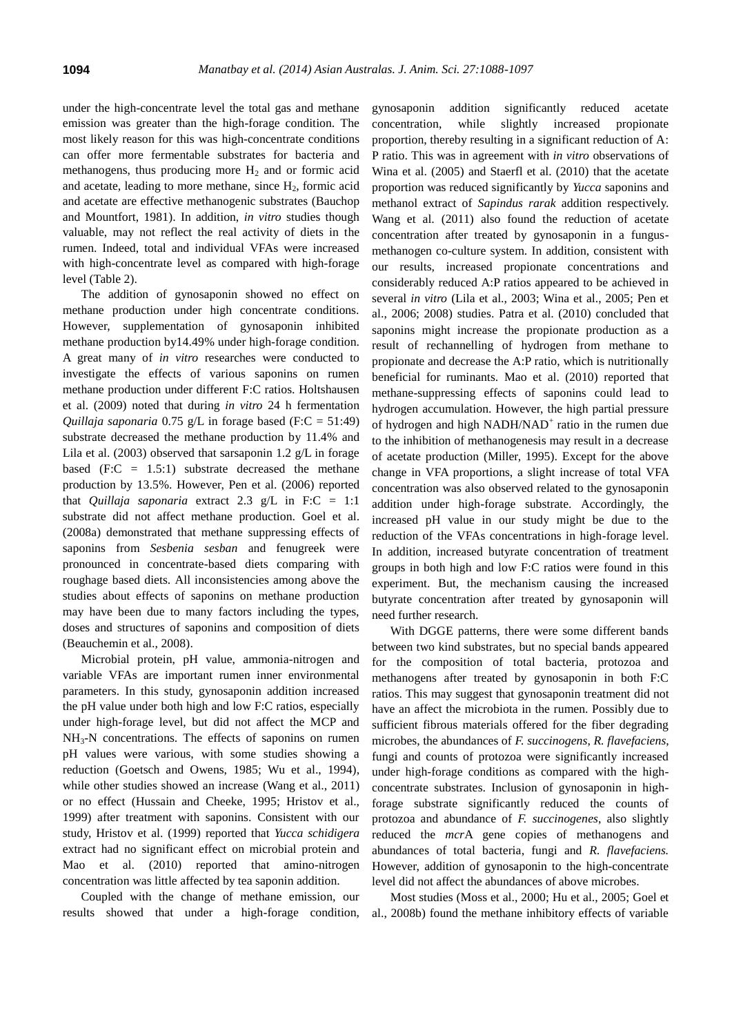under the high-concentrate level the total gas and methane emission was greater than the high-forage condition. The most likely reason for this was high-concentrate conditions can offer more fermentable substrates for bacteria and methanogens, thus producing more $H_2$ and or formic acid and acetate, leading to more methane, since $H_2$, formic acid and acetate are effective methanogenic substrates (Bauchop and Mountfort, 1981). In addition, *in vitro* studies though valuable, may not reflect the real activity of diets in the rumen. Indeed, total and individual VFAs were increased with high-concentrate level as compared with high-forage level (Table 2).

The addition of gynosaponin showed no effect on methane production under high concentrate conditions. However, supplementation of gynosaponin inhibited methane production by14.49% under high-forage condition. A great many of *in vitro* researches were conducted to investigate the effects of various saponins on rumen methane production under different F:C ratios. Holtshausen et al. (2009) noted that during *in vitro* 24 h fermentation *Quillaja saponaria* 0.75 g/L in forage based (F:C = 51:49) substrate decreased the methane production by 11.4% and Lila et al. (2003) observed that sarsaponin 1.2 g/L in forage based (F:C = 1.5:1) substrate decreased the methane production by 13.5%. However, Pen et al. (2006) reported that *Quillaja saponaria* extract 2.3 g/L in F:C = 1:1 substrate did not affect methane production. Goel et al. (2008a) demonstrated that methane suppressing effects of saponins from *Sesbenia sesban* and fenugreek were pronounced in concentrate-based diets comparing with roughage based diets. All inconsistencies among above the studies about effects of saponins on methane production may have been due to many factors including the types, doses and structures of saponins and composition of diets (Beauchemin et al., 2008).

Microbial protein, pH value, ammonia-nitrogen and variable VFAs are important rumen inner environmental parameters. In this study, gynosaponin addition increased the pH value under both high and low F:C ratios, especially under high-forage level, but did not affect the MCP and $NH_3$-N concentrations. The effects of saponins on rumen pH values were various, with some studies showing a reduction (Goetsch and Owens, 1985; Wu et al., 1994), while other studies showed an increase (Wang et al., 2011) or no effect (Hussain and Cheeke, 1995; Hristov et al., 1999) after treatment with saponins. Consistent with our study, Hristov et al. (1999) reported that *Yucca schidigera* extract had no significant effect on microbial protein and Mao et al. (2010) reported that amino-nitrogen concentration was little affected by tea saponin addition.

Coupled with the change of methane emission, our results showed that under a high-forage condition, gynosaponin addition significantly reduced acetate concentration, while slightly increased propionate proportion, thereby resulting in a significant reduction of A: P ratio. This was in agreement with *in vitro* observations of Wina et al. (2005) and Staerfl et al. (2010) that the acetate proportion was reduced significantly by *Yucca* saponins and methanol extract of *Sapindus rarak* addition respectively. Wang et al. (2011) also found the reduction of acetate concentration after treated by gynosaponin in a fungus-methanogen co-culture system. In addition, consistent with our results, increased propionate concentrations and considerably reduced A:P ratios appeared to be achieved in several *in vitro* (Lila et al., 2003; Wina et al., 2005; Pen et al., 2006; 2008) studies. Patra et al. (2010) concluded that saponins might increase the propionate production as a result of rechannelling of hydrogen from methane to propionate and decrease the A:P ratio, which is nutritionally beneficial for ruminants. Mao et al. (2010) reported that methane-suppressing effects of saponins could lead to hydrogen accumulation. However, the high partial pressure of hydrogen and high $NADH/NAD^+$ ratio in the rumen due to the inhibition of methanogenesis may result in a decrease of acetate production (Miller, 1995). Except for the above change in VFA proportions, a slight increase of total VFA concentration was also observed related to the gynosaponin addition under high-forage substrate. Accordingly, the increased pH value in our study might be due to the reduction of the VFAs concentrations in high-forage level. In addition, increased butyrate concentration of treatment groups in both high and low F:C ratios were found in this experiment. But, the mechanism causing the increased butyrate concentration after treated by gynosaponin will need further research.

With DGGE patterns, there were some different bands between two kind substrates, but no special bands appeared for the composition of total bacteria, protozoa and methanogens after treated by gynosaponin in both F:C ratios. This may suggest that gynosaponin treatment did not have an affect the microbiota in the rumen. Possibly due to sufficient fibrous materials offered for the fiber degrading microbes, the abundances of *F. succinogens*, *R. flavefaciens*, fungi and counts of protozoa were significantly increased under high-forage conditions as compared with the high-concentrate substrates. Inclusion of gynosaponin in high-forage substrate significantly reduced the counts of protozoa and abundance of *F. succinogenes*, also slightly reduced the *mcr*A gene copies of methanogens and abundances of total bacteria, fungi and *R. flavefaciens.* However, addition of gynosaponin to the high-concentrate level did not affect the abundances of above microbes.

Most studies (Moss et al., 2000; Hu et al., 2005; Goel et al., 2008b) found the methane inhibitory effects of variable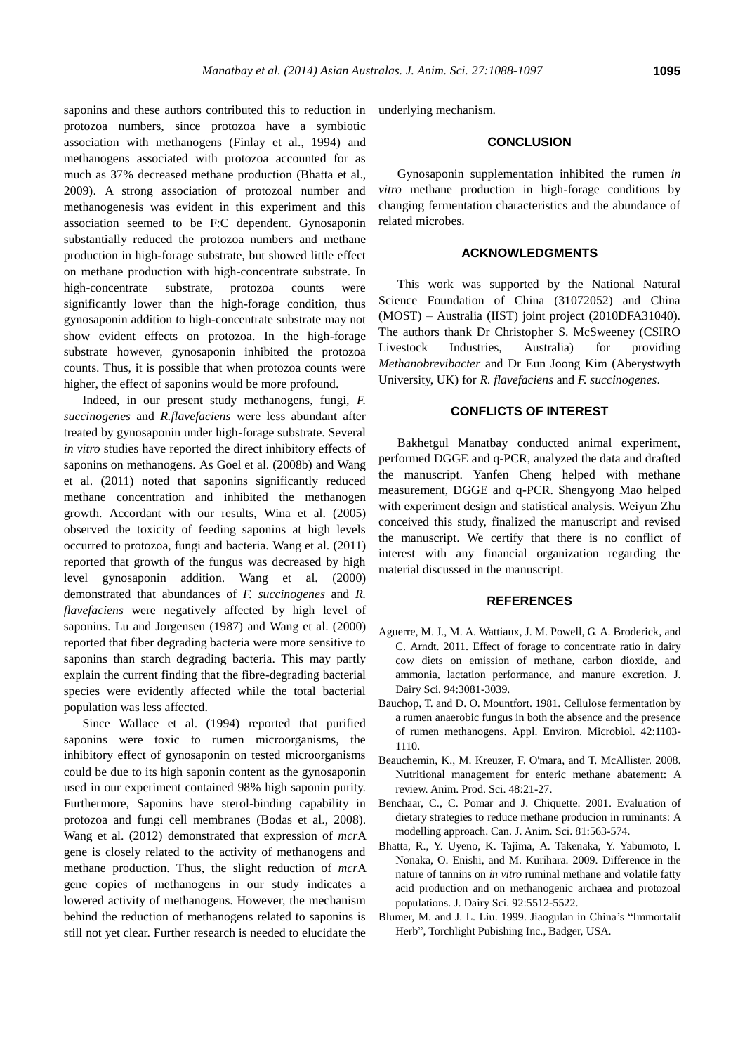saponins and these authors contributed this to reduction in protozoa numbers, since protozoa have a symbiotic association with methanogens (Finlay et al., 1994) and methanogens associated with protozoa accounted for as much as 37% decreased methane production (Bhatta et al., 2009). A strong association of protozoal number and methanogenesis was evident in this experiment and this association seemed to be F:C dependent. Gynosaponin substantially reduced the protozoa numbers and methane production in high-forage substrate, but showed little effect on methane production with high-concentrate substrate. In high-concentrate substrate, protozoa counts were significantly lower than the high-forage condition, thus gynosaponin addition to high-concentrate substrate may not show evident effects on protozoa. In the high-forage substrate however, gynosaponin inhibited the protozoa counts. Thus, it is possible that when protozoa counts were higher, the effect of saponins would be more profound.

Indeed, in our present study methanogens, fungi, *F. succinogenes* and *R.flavefaciens* were less abundant after treated by gynosaponin under high-forage substrate. Several *in vitro* studies have reported the direct inhibitory effects of saponins on methanogens. As Goel et al. (2008b) and Wang et al. (2011) noted that saponins significantly reduced methane concentration and inhibited the methanogen growth. Accordant with our results, Wina et al. (2005) observed the toxicity of feeding saponins at high levels occurred to protozoa, fungi and bacteria. Wang et al. (2011) reported that growth of the fungus was decreased by high level gynosaponin addition. Wang et al. (2000) demonstrated that abundances of *F. succinogenes* and *R. flavefaciens* were negatively affected by high level of saponins. Lu and Jorgensen (1987) and Wang et al. (2000) reported that fiber degrading bacteria were more sensitive to saponins than starch degrading bacteria. This may partly explain the current finding that the fibre-degrading bacterial species were evidently affected while the total bacterial population was less affected.

Since Wallace et al. (1994) reported that purified saponins were toxic to rumen microorganisms, the inhibitory effect of gynosaponin on tested microorganisms could be due to its high saponin content as the gynosaponin used in our experiment contained 98% high saponin purity. Furthermore, Saponins have sterol-binding capability in protozoa and fungi cell membranes (Bodas et al., 2008). Wang et al. (2012) demonstrated that expression of *mcr*A gene is closely related to the activity of methanogens and methane production. Thus, the slight reduction of *mcr*A gene copies of methanogens in our study indicates a lowered activity of methanogens. However, the mechanism behind the reduction of methanogens related to saponins is still not yet clear. Further research is needed to elucidate the underlying mechanism.

## CONCLUSION

Gynosaponin supplementation inhibited the rumen *in vitro* methane production in high-forage conditions by changing fermentation characteristics and the abundance of related microbes.

## ACKNOWLEDGMENTS

This work was supported by the National Natural Science Foundation of China (31072052) and China (MOST) – Australia (IIST) joint project (2010DFA31040). The authors thank Dr Christopher S. McSweeney (CSIRO Livestock Industries, Australia) for providing *Methanobrevibacter* and Dr Eun Joong Kim (Aberystwyth University, UK) for *R. flavefaciens* and *F. succinogenes*.

## CONFLICTS OF INTEREST

Bakhetgul Manatbay conducted animal experiment, performed DGGE and q-PCR, analyzed the data and drafted the manuscript. Yanfen Cheng helped with methane measurement, DGGE and q-PCR. Shengyong Mao helped with experiment design and statistical analysis. Weiyun Zhu conceived this study, finalized the manuscript and revised the manuscript. We certify that there is no conflict of interest with any financial organization regarding the material discussed in the manuscript.

## REFERENCES

Aguerre, M. J., M. A. Wattiaux, J. M. Powell, G. A. Broderick, and C. Arndt. 2011. Effect of forage to concentrate ratio in dairy cow diets on emission of methane, carbon dioxide, and ammonia, lactation performance, and manure excretion. J. Dairy Sci. 94:3081-3039.

Bauchop, T. and D. O. Mountfort. 1981. Cellulose fermentation by a rumen anaerobic fungus in both the absence and the presence of rumen methanogens. Appl. Environ. Microbiol. 42:1103-1110.

Beauchemin, K., M. Kreuzer, F. O'mara, and T. McAllister. 2008. Nutritional management for enteric methane abatement: A review. Anim. Prod. Sci. 48:21-27.

Benchaar, C., C. Pomar and J. Chiquette. 2001. Evaluation of dietary strategies to reduce methane producion in ruminants: A modelling approach. Can. J. Anim. Sci. 81:563-574.

Bhatta, R., Y. Uyeno, K. Tajima, A. Takenaka, Y. Yabumoto, I. Nonaka, O. Enishi, and M. Kurihara. 2009. Difference in the nature of tannins on *in vitro* ruminal methane and volatile fatty acid production and on methanogenic archaea and protozoal populations. J. Dairy Sci. 92:5512-5522.

Blumer, M. and J. L. Liu. 1999. Jiaogulan in China's "Immortalit Herb", Torchlight Pubishing Inc., Badger, USA.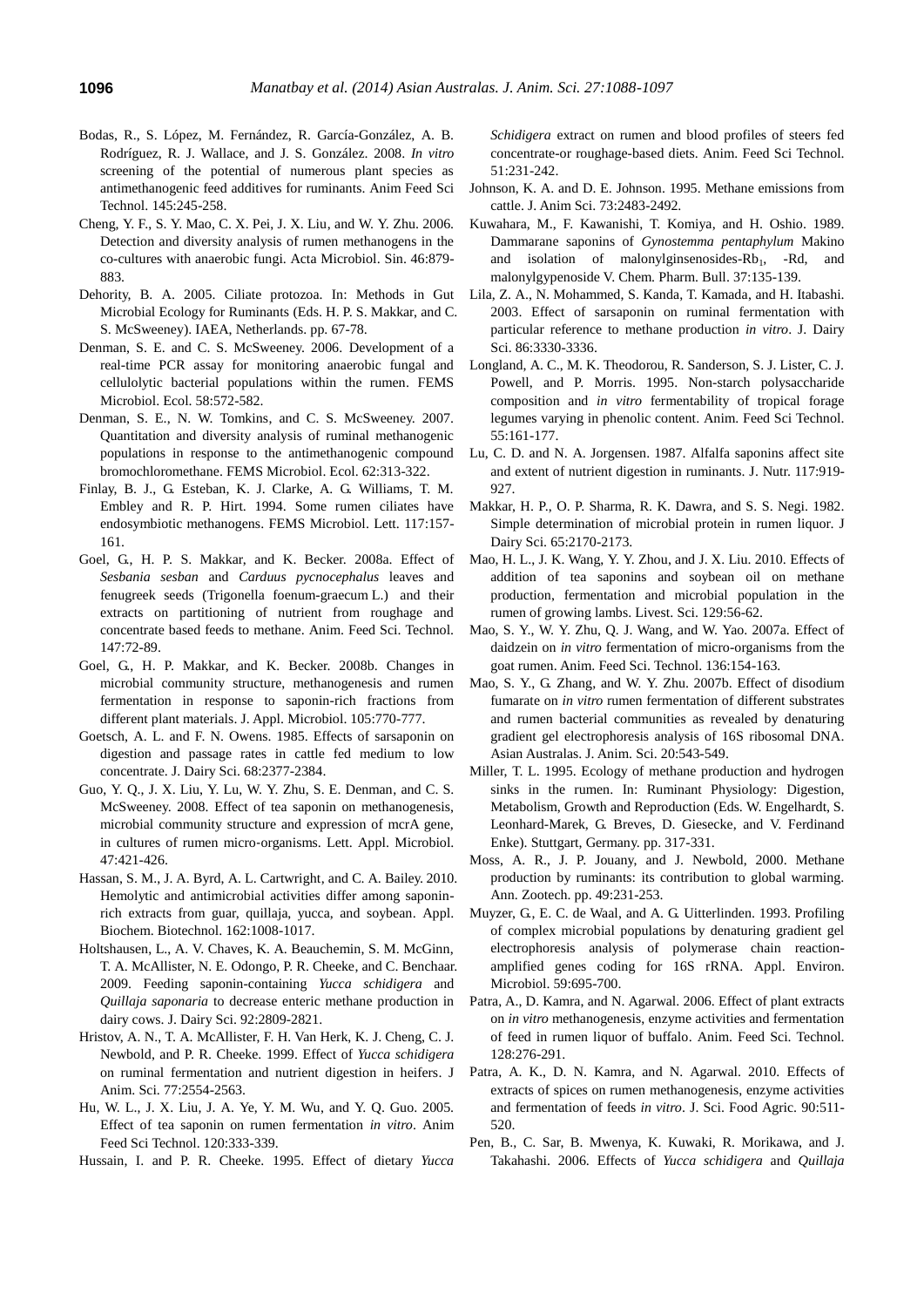Bodas, R., S. López, M. Fernández, R. García-González, A. B. Rodríguez, R. J. Wallace, and J. S. González. 2008. *In vitro* screening of the potential of numerous plant species as antimethanogenic feed additives for ruminants. Anim Feed Sci Technol. 145:245-258.

Cheng, Y. F., S. Y. Mao, C. X. Pei, J. X. Liu, and W. Y. Zhu. 2006. Detection and diversity analysis of rumen methanogens in the co-cultures with anaerobic fungi. Acta Microbiol. Sin. 46:879-883.

Dehority, B. A. 2005. Ciliate protozoa. In: Methods in Gut Microbial Ecology for Ruminants (Eds. H. P. S. Makkar, and C. S. McSweeney). IAEA, Netherlands. pp. 67-78.

Denman, S. E. and C. S. McSweeney. 2006. Development of a real-time PCR assay for monitoring anaerobic fungal and cellulolytic bacterial populations within the rumen. FEMS Microbiol. Ecol. 58:572-582.

Denman, S. E., N. W. Tomkins, and C. S. McSweeney. 2007. Quantitation and diversity analysis of ruminal methanogenic populations in response to the antimethanogenic compound bromochloromethane. FEMS Microbiol. Ecol. 62:313-322.

Finlay, B. J., G. Esteban, K. J. Clarke, A. G. Williams, T. M. Embley and R. P. Hirt. 1994. Some rumen ciliates have endosymbiotic methanogens. FEMS Microbiol. Lett. 117:157-161.

Goel, G., H. P. S. Makkar, and K. Becker. 2008a. Effect of *Sesbania sesban* and *Carduus pycnocephalus* leaves and fenugreek seeds (Trigonella foenum-graecum L.) and their extracts on partitioning of nutrient from roughage and concentrate based feeds to methane. Anim. Feed Sci. Technol. 147:72-89.

Goel, G., H. P. Makkar, and K. Becker. 2008b. Changes in microbial community structure, methanogenesis and rumen fermentation in response to saponin-rich fractions from different plant materials. J. Appl. Microbiol. 105:770-777.

Goetsch, A. L. and F. N. Owens. 1985. Effects of sarsaponin on digestion and passage rates in cattle fed medium to low concentrate. J. Dairy Sci. 68:2377-2384.

Guo, Y. Q., J. X. Liu, Y. Lu, W. Y. Zhu, S. E. Denman, and C. S. McSweeney. 2008. Effect of tea saponin on methanogenesis, microbial community structure and expression of mcrA gene, in cultures of rumen micro-organisms. Lett. Appl. Microbiol. 47:421-426.

Hassan, S. M., J. A. Byrd, A. L. Cartwright, and C. A. Bailey. 2010. Hemolytic and antimicrobial activities differ among saponin-rich extracts from guar, quillaja, yucca, and soybean. Appl. Biochem. Biotechnol. 162:1008-1017.

Holtshausen, L., A. V. Chaves, K. A. Beauchemin, S. M. McGinn, T. A. McAllister, N. E. Odongo, P. R. Cheeke, and C. Benchaar. 2009. Feeding saponin-containing *Yucca schidigera* and *Quillaja saponaria* to decrease enteric methane production in dairy cows. J. Dairy Sci. 92:2809-2821.

Hristov, A. N., T. A. McAllister, F. H. Van Herk, K. J. Cheng, C. J. Newbold, and P. R. Cheeke. 1999. Effect of *Yucca schidigera* on ruminal fermentation and nutrient digestion in heifers. J Anim. Sci. 77:2554-2563.

Hu, W. L., J. X. Liu, J. A. Ye, Y. M. Wu, and Y. Q. Guo. 2005. Effect of tea saponin on rumen fermentation *in vitro*. Anim Feed Sci Technol. 120:333-339.

Hussain, I. and P. R. Cheeke. 1995. Effect of dietary *Yucca Schidigera* extract on rumen and blood profiles of steers fed concentrate-or roughage-based diets. Anim. Feed Sci Technol. 51:231-242.

Johnson, K. A. and D. E. Johnson. 1995. Methane emissions from cattle. J. Anim Sci. 73:2483-2492.

Kuwahara, M., F. Kawanishi, T. Komiya, and H. Oshio. 1989. Dammarane saponins of *Gynostemma pentaphylum* Makino and isolation of malonylginsenosides-$Rb_1$, -Rd, and malonylgypenoside V. Chem. Pharm. Bull. 37:135-139.

Lila, Z. A., N. Mohammed, S. Kanda, T. Kamada, and H. Itabashi. 2003. Effect of sarsaponin on ruminal fermentation with particular reference to methane production *in vitro*. J. Dairy Sci. 86:3330-3336.

Longland, A. C., M. K. Theodorou, R. Sanderson, S. J. Lister, C. J. Powell, and P. Morris. 1995. Non-starch polysaccharide composition and *in vitro* fermentability of tropical forage legumes varying in phenolic content. Anim. Feed Sci Technol. 55:161-177.

Lu, C. D. and N. A. Jorgensen. 1987. Alfalfa saponins affect site and extent of nutrient digestion in ruminants. J. Nutr. 117:919-927.

Makkar, H. P., O. P. Sharma, R. K. Dawra, and S. S. Negi. 1982. Simple determination of microbial protein in rumen liquor. J Dairy Sci. 65:2170-2173.

Mao, H. L., J. K. Wang, Y. Y. Zhou, and J. X. Liu. 2010. Effects of addition of tea saponins and soybean oil on methane production, fermentation and microbial population in the rumen of growing lambs. Livest. Sci. 129:56-62.

Mao, S. Y., W. Y. Zhu, Q. J. Wang, and W. Yao. 2007a. Effect of daidzein on *in vitro* fermentation of micro-organisms from the goat rumen. Anim. Feed Sci. Technol. 136:154-163.

Mao, S. Y., G. Zhang, and W. Y. Zhu. 2007b. Effect of disodium fumarate on *in vitro* rumen fermentation of different substrates and rumen bacterial communities as revealed by denaturing gradient gel electrophoresis analysis of 16S ribosomal DNA. Asian Australas. J. Anim. Sci. 20:543-549.

Miller, T. L. 1995. Ecology of methane production and hydrogen sinks in the rumen. In: Ruminant Physiology: Digestion, Metabolism, Growth and Reproduction (Eds. W. Engelhardt, S. Leonhard-Marek, G. Breves, D. Giesecke, and V. Ferdinand Enke). Stuttgart, Germany. pp. 317-331.

Moss, A. R., J. P. Jouany, and J. Newbold, 2000. Methane production by ruminants: its contribution to global warming. Ann. Zootech. pp. 49:231-253.

Muyzer, G., E. C. de Waal, and A. G. Uitterlinden. 1993. Profiling of complex microbial populations by denaturing gradient gel electrophoresis analysis of polymerase chain reaction-amplified genes coding for 16S rRNA. Appl. Environ. Microbiol. 59:695-700.

Patra, A., D. Kamra, and N. Agarwal. 2006. Effect of plant extracts on *in vitro* methanogenesis, enzyme activities and fermentation of feed in rumen liquor of buffalo. Anim. Feed Sci. Technol. 128:276-291.

Patra, A. K., D. N. Kamra, and N. Agarwal. 2010. Effects of extracts of spices on rumen methanogenesis, enzyme activities and fermentation of feeds *in vitro*. J. Sci. Food Agric. 90:511-520.

Pen, B., C. Sar, B. Mwenya, K. Kuwaki, R. Morikawa, and J. Takahashi. 2006. Effects of *Yucca schidigera* and *Quillaja*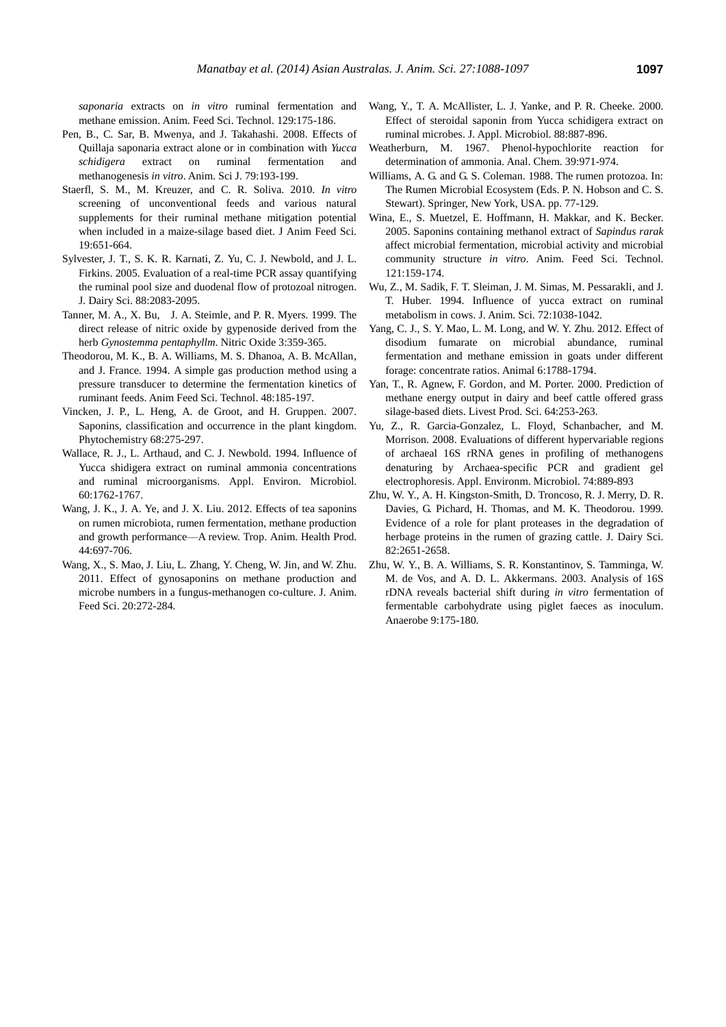*saponaria* extracts on *in vitro* ruminal fermentation and methane emission. Anim. Feed Sci. Technol. 129:175-186.

Pen, B., C. Sar, B. Mwenya, and J. Takahashi. 2008. Effects of Quillaja saponaria extract alone or in combination with *Yucca schidigera* extract on ruminal fermentation and methanogenesis *in vitro*. Anim. Sci J. 79:193-199.

Staerfl, S. M., M. Kreuzer, and C. R. Soliva. 2010. *In vitro* screening of unconventional feeds and various natural supplements for their ruminal methane mitigation potential when included in a maize-silage based diet. J Anim Feed Sci. 19:651-664.

Sylvester, J. T., S. K. R. Karnati, Z. Yu, C. J. Newbold, and J. L. Firkins. 2005. Evaluation of a real-time PCR assay quantifying the ruminal pool size and duodenal flow of protozoal nitrogen. J. Dairy Sci. 88:2083-2095.

Tanner, M. A., X. Bu, J. A. Steimle, and P. R. Myers. 1999. The direct release of nitric oxide by gypenoside derived from the herb *Gynostemma pentaphyllm*. Nitric Oxide 3:359-365.

Theodorou, M. K., B. A. Williams, M. S. Dhanoa, A. B. McAllan, and J. France. 1994. A simple gas production method using a pressure transducer to determine the fermentation kinetics of ruminant feeds. Anim Feed Sci. Technol. 48:185-197.

Vincken, J. P., L. Heng, A. de Groot, and H. Gruppen. 2007. Saponins, classification and occurrence in the plant kingdom. Phytochemistry 68:275-297.

Wallace, R. J., L. Arthaud, and C. J. Newbold. 1994. Influence of Yucca shidigera extract on ruminal ammonia concentrations and ruminal microorganisms. Appl. Environ. Microbiol. 60:1762-1767.

Wang, J. K., J. A. Ye, and J. X. Liu. 2012. Effects of tea saponins on rumen microbiota, rumen fermentation, methane production and growth performance—A review. Trop. Anim. Health Prod. 44:697-706.

Wang, X., S. Mao, J. Liu, L. Zhang, Y. Cheng, W. Jin, and W. Zhu. 2011. Effect of gynosaponins on methane production and microbe numbers in a fungus-methanogen co-culture. J. Anim. Feed Sci. 20:272-284.

Wang, Y., T. A. McAllister, L. J. Yanke, and P. R. Cheeke. 2000. Effect of steroidal saponin from Yucca schidigera extract on ruminal microbes. J. Appl. Microbiol. 88:887-896.

Weatherburn, M. 1967. Phenol-hypochlorite reaction for determination of ammonia. Anal. Chem. 39:971-974.

Williams, A. G. and G. S. Coleman. 1988. The rumen protozoa. In: The Rumen Microbial Ecosystem (Eds. P. N. Hobson and C. S. Stewart). Springer, New York, USA. pp. 77-129.

Wina, E., S. Muetzel, E. Hoffmann, H. Makkar, and K. Becker. 2005. Saponins containing methanol extract of *Sapindus rarak* affect microbial fermentation, microbial activity and microbial community structure *in vitro*. Anim. Feed Sci. Technol. 121:159-174.

Wu, Z., M. Sadik, F. T. Sleiman, J. M. Simas, M. Pessarakli, and J. T. Huber. 1994. Influence of yucca extract on ruminal metabolism in cows. J. Anim. Sci. 72:1038-1042.

Yang, C. J., S. Y. Mao, L. M. Long, and W. Y. Zhu. 2012. Effect of disodium fumarate on microbial abundance, ruminal fermentation and methane emission in goats under different forage: concentrate ratios. Animal 6:1788-1794.

Yan, T., R. Agnew, F. Gordon, and M. Porter. 2000. Prediction of methane energy output in dairy and beef cattle offered grass silage-based diets. Livest Prod. Sci. 64:253-263.

Yu, Z., R. Garcia-Gonzalez, L. Floyd, Schanbacher, and M. Morrison. 2008. Evaluations of different hypervariable regions of archaeal 16S rRNA genes in profiling of methanogens denaturing by Archaea-specific PCR and gradient gel electrophoresis. Appl. Environm. Microbiol. 74:889-893

Zhu, W. Y., A. H. Kingston-Smith, D. Troncoso, R. J. Merry, D. R. Davies, G. Pichard, H. Thomas, and M. K. Theodorou. 1999. Evidence of a role for plant proteases in the degradation of herbage proteins in the rumen of grazing cattle. J. Dairy Sci. 82:2651-2658.

Zhu, W. Y., B. A. Williams, S. R. Konstantinov, S. Tamminga, W. M. de Vos, and A. D. L. Akkermans. 2003. Analysis of 16S rDNA reveals bacterial shift during *in vitro* fermentation of fermentable carbohydrate using piglet faeces as inoculum. Anaerobe 9:175-180.